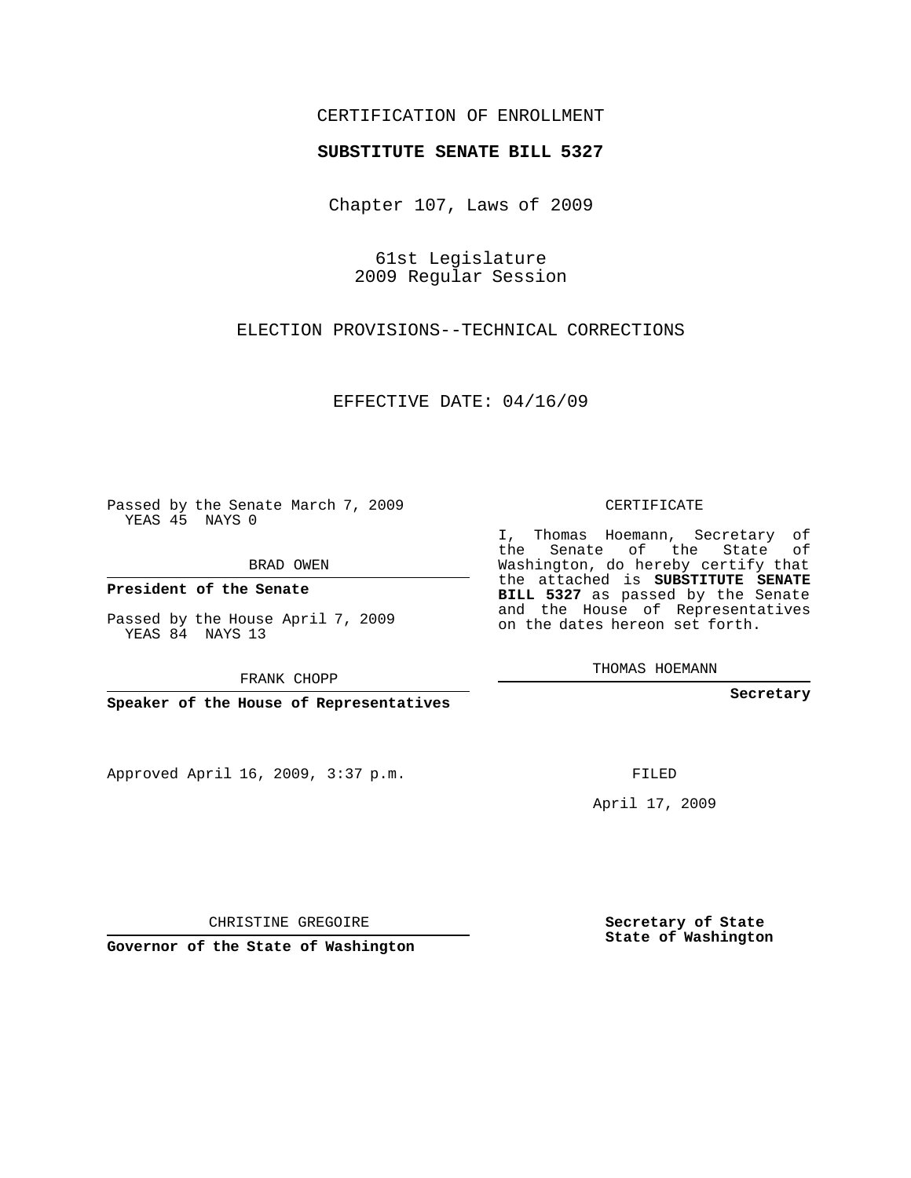CERTIFICATION OF ENROLLMENT

**SUBSTITUTE SENATE BILL 5327**

Chapter 107, Laws of 2009

61st Legislature
2009 Regular Session

ELECTION PROVISIONS--TECHNICAL CORRECTIONS

EFFECTIVE DATE: 04/16/09

Passed by the Senate March 7, 2009
YEAS 45 NAYS 0

BRAD OWEN

**President of the Senate**

Passed by the House April 7, 2009
YEAS 84 NAYS 13

FRANK CHOPP

**Speaker of the House of Representatives**

Approved April 16, 2009, 3:37 p.m.

CHRISTINE GREGOIRE

**Governor of the State of Washington**

CERTIFICATE

I, Thomas Hoemann, Secretary of the Senate of the State of Washington, do hereby certify that the attached is **SUBSTITUTE SENATE BILL 5327** as passed by the Senate and the House of Representatives on the dates hereon set forth.

THOMAS HOEMANN

**Secretary**

FILED

April 17, 2009

**Secretary of State**
**State of Washington**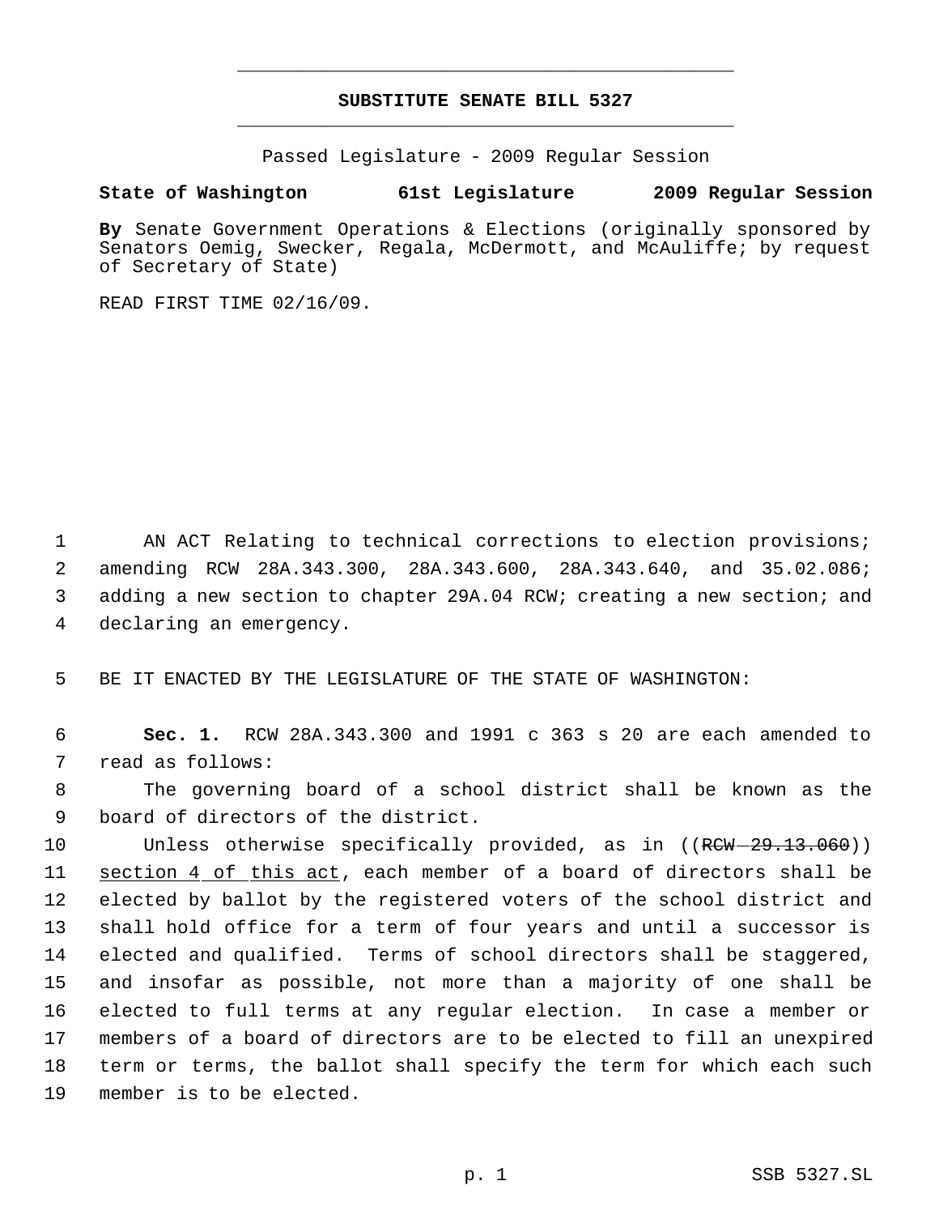# SUBSTITUTE SENATE BILL 5327

Passed Legislature - 2009 Regular Session

**State of Washington 61st Legislature 2009 Regular Session**

**By** Senate Government Operations & Elections (originally sponsored by Senators Oemig, Swecker, Regala, McDermott, and McAuliffe; by request of Secretary of State)

READ FIRST TIME 02/16/09.

AN ACT Relating to technical corrections to election provisions; amending RCW 28A.343.300, 28A.343.600, 28A.343.640, and 35.02.086; adding a new section to chapter 29A.04 RCW; creating a new section; and declaring an emergency.

BE IT ENACTED BY THE LEGISLATURE OF THE STATE OF WASHINGTON:

**Sec. 1.** RCW 28A.343.300 and 1991 c 363 s 20 are each amended to read as follows:

The governing board of a school district shall be known as the board of directors of the district.

Unless otherwise specifically provided, as in ((~~RCW 29.13.060~~)) <u>section 4 of this act</u>, each member of a board of directors shall be elected by ballot by the registered voters of the school district and shall hold office for a term of four years and until a successor is elected and qualified. Terms of school directors shall be staggered, and insofar as possible, not more than a majority of one shall be elected to full terms at any regular election. In case a member or members of a board of directors are to be elected to fill an unexpired term or terms, the ballot shall specify the term for which each such member is to be elected.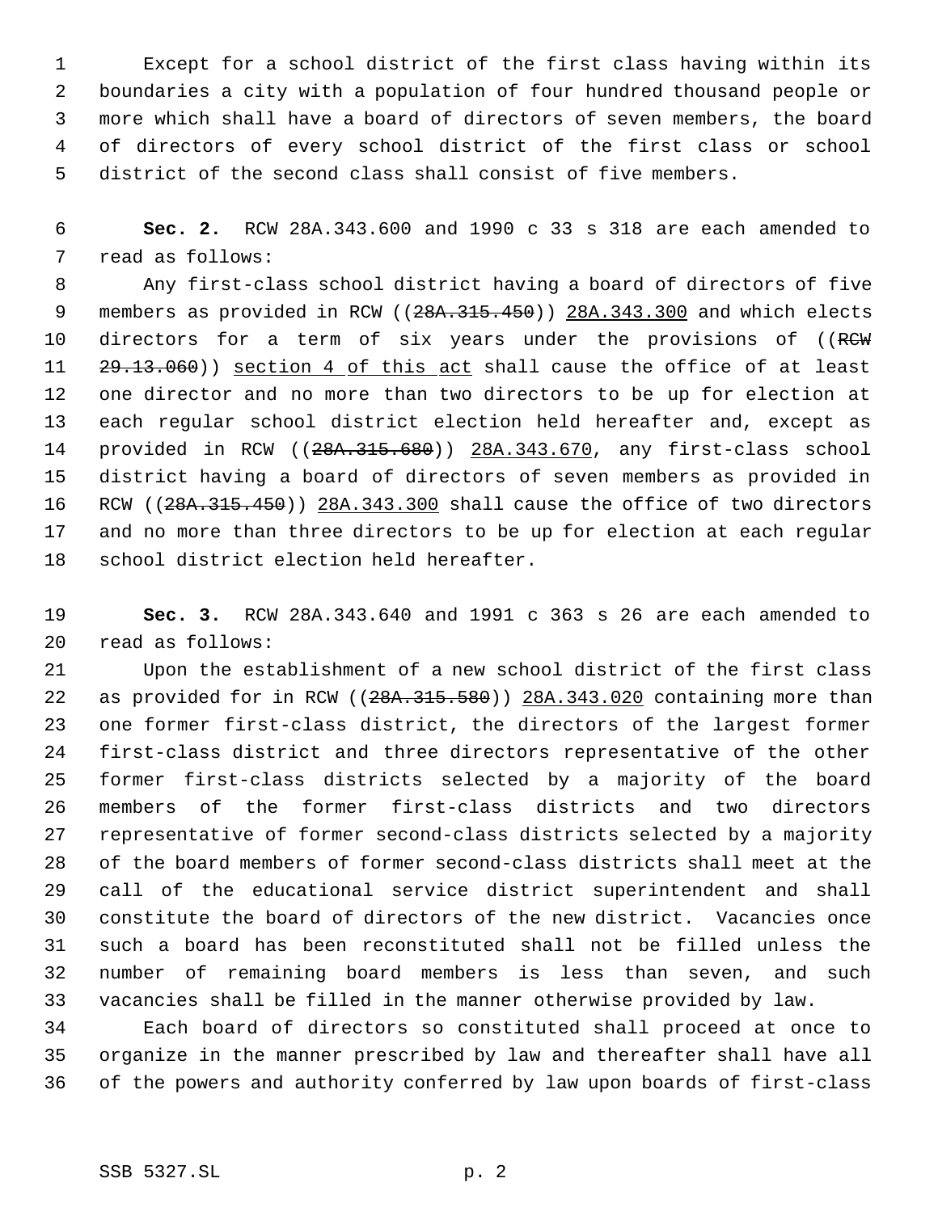Except for a school district of the first class having within its boundaries a city with a population of four hundred thousand people or more which shall have a board of directors of seven members, the board of directors of every school district of the first class or school district of the second class shall consist of five members.

**Sec. 2.** RCW 28A.343.600 and 1990 c 33 s 318 are each amended to read as follows:

Any first-class school district having a board of directors of five members as provided in RCW ((~~28A.315.450~~)) <u>28A.343.300</u> and which elects directors for a term of six years under the provisions of ((~~RCW 29.13.060~~)) <u>section 4 of this act</u> shall cause the office of at least one director and no more than two directors to be up for election at each regular school district election held hereafter and, except as provided in RCW ((~~28A.315.680~~)) <u>28A.343.670</u>, any first-class school district having a board of directors of seven members as provided in RCW ((~~28A.315.450~~)) <u>28A.343.300</u> shall cause the office of two directors and no more than three directors to be up for election at each regular school district election held hereafter.

**Sec. 3.** RCW 28A.343.640 and 1991 c 363 s 26 are each amended to read as follows:

Upon the establishment of a new school district of the first class as provided for in RCW ((~~28A.315.580~~)) <u>28A.343.020</u> containing more than one former first-class district, the directors of the largest former first-class district and three directors representative of the other former first-class districts selected by a majority of the board members of the former first-class districts and two directors representative of former second-class districts selected by a majority of the board members of former second-class districts shall meet at the call of the educational service district superintendent and shall constitute the board of directors of the new district. Vacancies once such a board has been reconstituted shall not be filled unless the number of remaining board members is less than seven, and such vacancies shall be filled in the manner otherwise provided by law.

Each board of directors so constituted shall proceed at once to organize in the manner prescribed by law and thereafter shall have all of the powers and authority conferred by law upon boards of first-class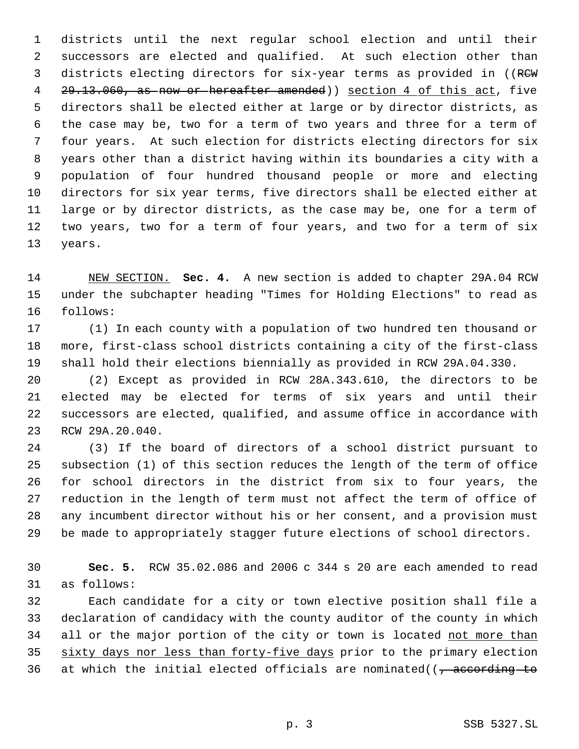districts until the next regular school election and until their successors are elected and qualified. At such election other than districts electing directors for six-year terms as provided in ((~~RCW 29.13.060, as now or hereafter amended~~)) <u>section 4 of this act</u>, five directors shall be elected either at large or by director districts, as the case may be, two for a term of two years and three for a term of four years. At such election for districts electing directors for six years other than a district having within its boundaries a city with a population of four hundred thousand people or more and electing directors for six year terms, five directors shall be elected either at large or by director districts, as the case may be, one for a term of two years, two for a term of four years, and two for a term of six years.

<u>NEW SECTION.</u> **Sec. 4.** A new section is added to chapter 29A.04 RCW under the subchapter heading "Times for Holding Elections" to read as follows:

(1) In each county with a population of two hundred ten thousand or more, first-class school districts containing a city of the first-class shall hold their elections biennially as provided in RCW 29A.04.330.

(2) Except as provided in RCW 28A.343.610, the directors to be elected may be elected for terms of six years and until their successors are elected, qualified, and assume office in accordance with RCW 29A.20.040.

(3) If the board of directors of a school district pursuant to subsection (1) of this section reduces the length of the term of office for school directors in the district from six to four years, the reduction in the length of term must not affect the term of office of any incumbent director without his or her consent, and a provision must be made to appropriately stagger future elections of school directors.

**Sec. 5.** RCW 35.02.086 and 2006 c 344 s 20 are each amended to read as follows:

Each candidate for a city or town elective position shall file a declaration of candidacy with the county auditor of the county in which all or the major portion of the city or town is located <u>not more than sixty days nor less than forty-five days</u> prior to the primary election at which the initial elected officials are nominated((~~, according to~~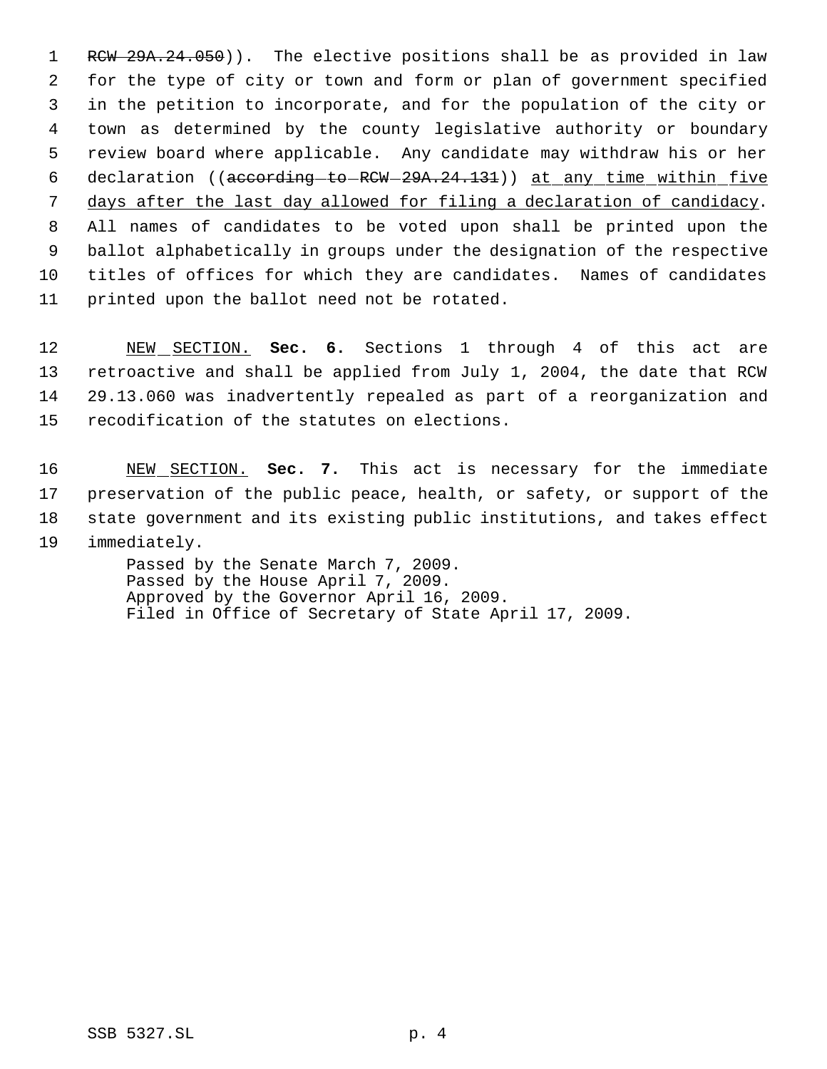~~RCW 29A.24.050~~)). The elective positions shall be as provided in law for the type of city or town and form or plan of government specified in the petition to incorporate, and for the population of the city or town as determined by the county legislative authority or boundary review board where applicable. Any candidate may withdraw his or her declaration ((~~according to RCW 29A.24.131~~)) <u>at any time within five days after the last day allowed for filing a declaration of candidacy</u>. All names of candidates to be voted upon shall be printed upon the ballot alphabetically in groups under the designation of the respective titles of offices for which they are candidates. Names of candidates printed upon the ballot need not be rotated.

<u>NEW SECTION.</u> **Sec. 6.** Sections 1 through 4 of this act are retroactive and shall be applied from July 1, 2004, the date that RCW 29.13.060 was inadvertently repealed as part of a reorganization and recodification of the statutes on elections.

<u>NEW SECTION.</u> **Sec. 7.** This act is necessary for the immediate preservation of the public peace, health, or safety, or support of the state government and its existing public institutions, and takes effect immediately.

Passed by the Senate March 7, 2009.
Passed by the House April 7, 2009.
Approved by the Governor April 16, 2009.
Filed in Office of Secretary of State April 17, 2009.